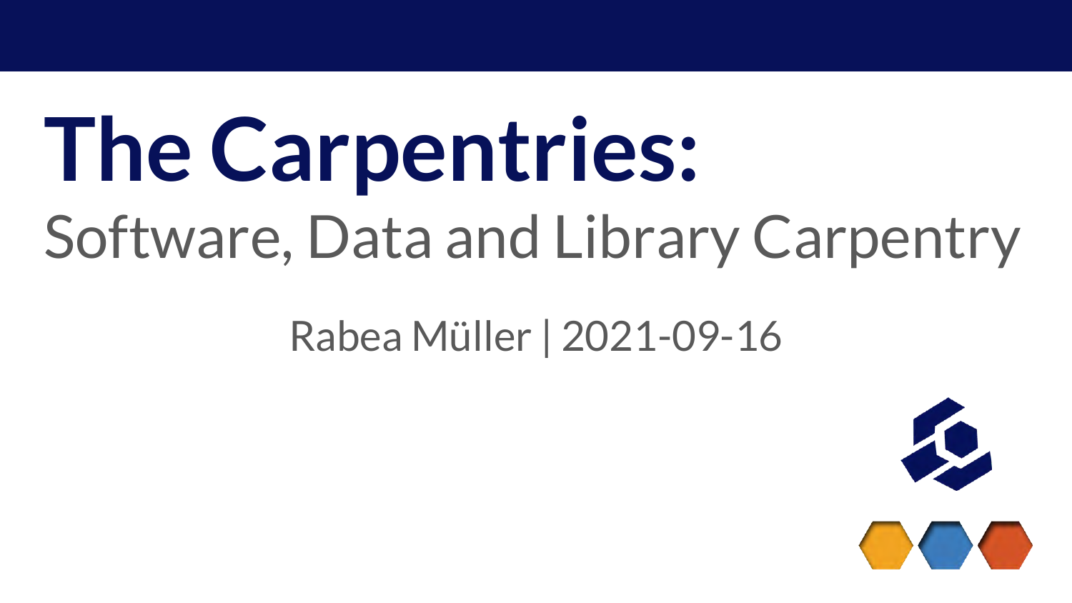# The Carpentries:

## Software, Data and Library Carpentry

Rabea Müller | 2021-09-16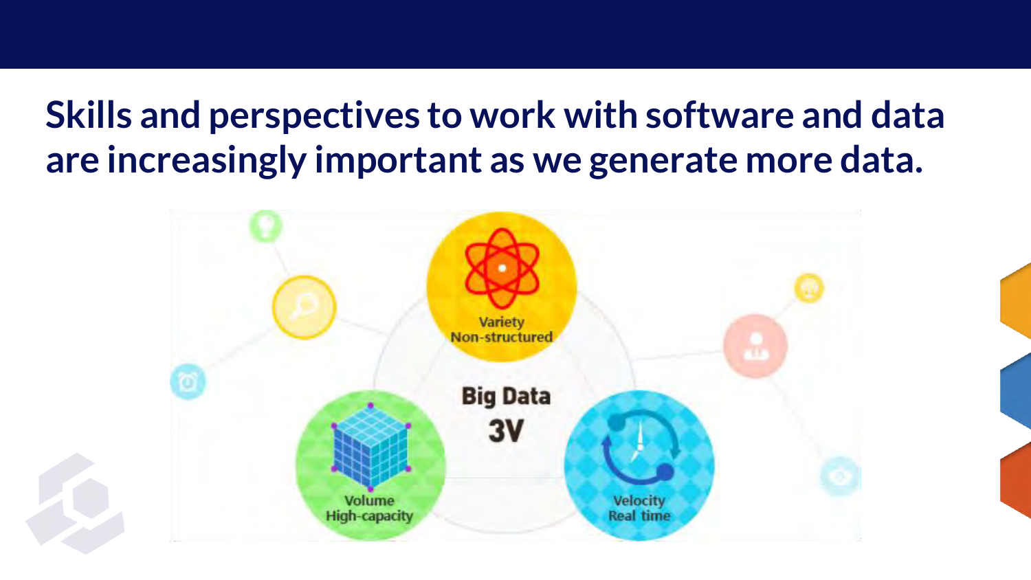# Skills and perspectives to work with software and data are increasingly important as we generate more data.

Variety
Non-structured

Big Data
3V

Volume
High-capacity

Velocity
Real time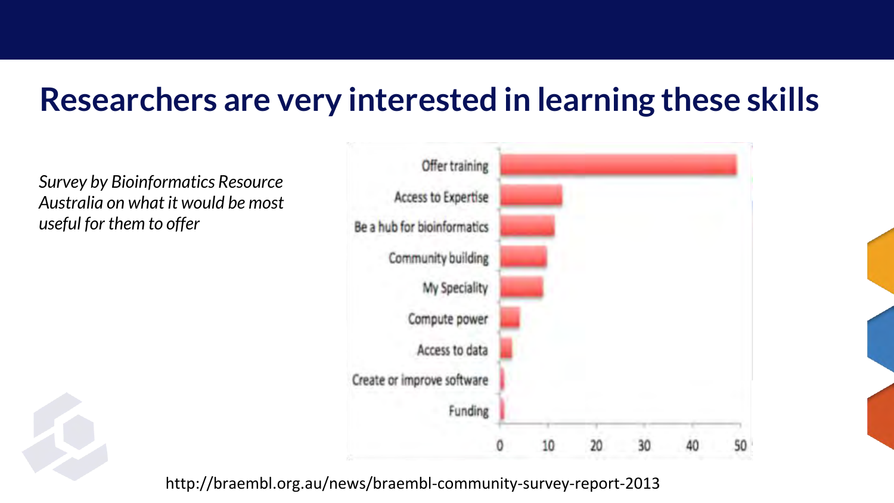# Researchers are very interested in learning these skills

*Survey by Bioinformatics Resource Australia on what it would be most useful for them to offer*

Offer training

Access to Expertise

Be a hub for bioinformatics

Community building

My Speciality

Compute power

Access to data

Create or improve software

Funding

0 10 20 30 40 50

http://braembl.org.au/news/braembl-community-survey-report-2013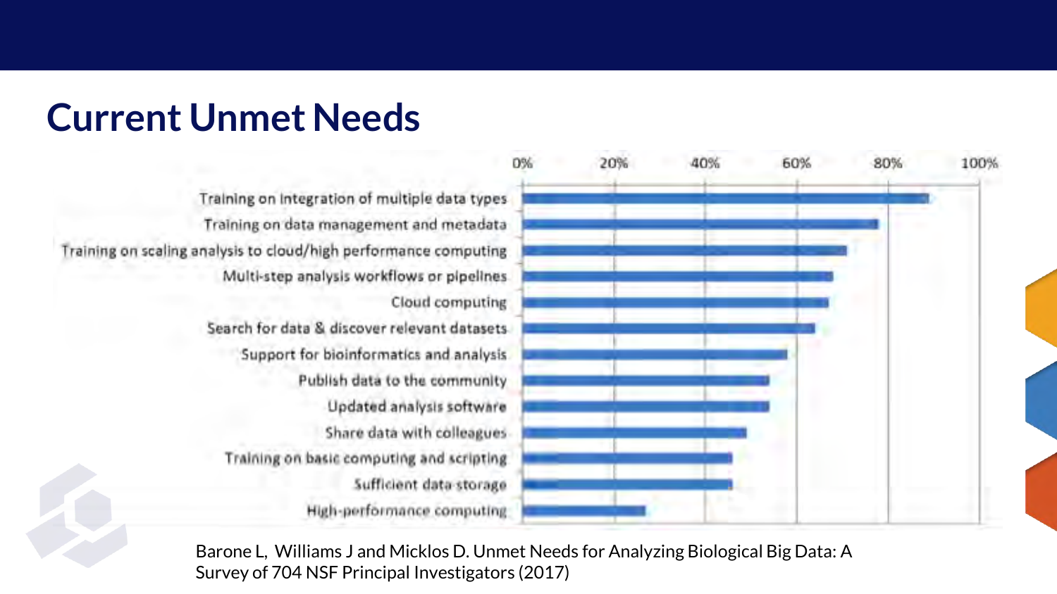# Current Unmet Needs

| Need | Approx. % |
|---|---|
| Training on integration of multiple data types | ~89% |
| Training on data management and metadata | ~78% |
| Training on scaling analysis to cloud/high performance computing | ~71% |
| Multi-step analysis workflows or pipelines | ~68% |
| Cloud computing | ~67% |
| Search for data & discover relevant datasets | ~64% |
| Support for bioinformatics and analysis | ~58% |
| Publish data to the community | ~54% |
| Updated analysis software | ~54% |
| Share data with colleagues | ~49% |
| Training on basic computing and scripting | ~46% |
| Sufficient data storage | ~46% |
| High-performance computing | ~27% |

Barone L, Williams J and Micklos D. Unmet Needs for Analyzing Biological Big Data: A Survey of 704 NSF Principal Investigators (2017)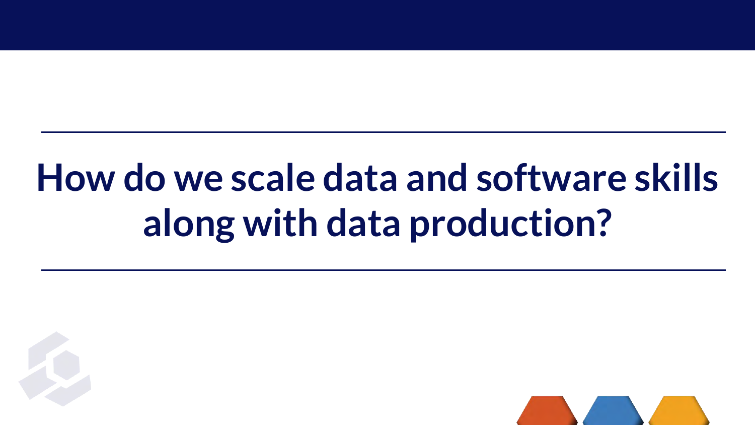# How do we scale data and software skills along with data production?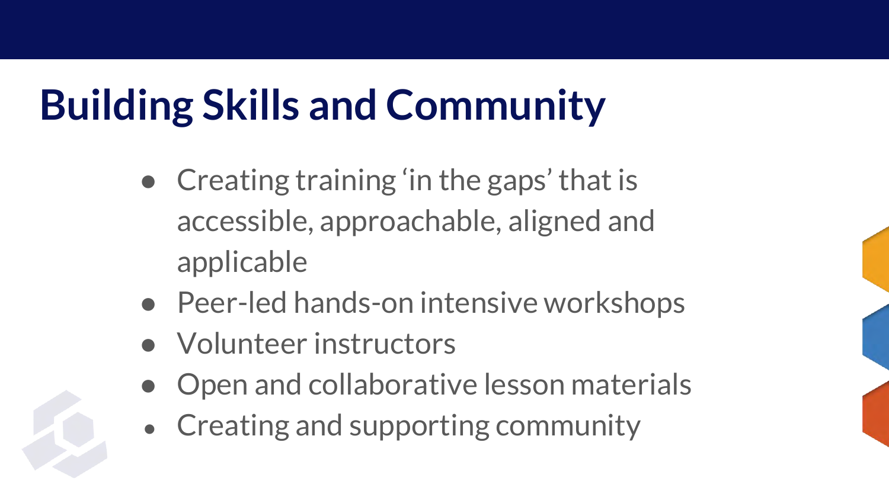# Building Skills and Community

- Creating training 'in the gaps' that is accessible, approachable, aligned and applicable
- Peer-led hands-on intensive workshops
- Volunteer instructors
- Open and collaborative lesson materials
- Creating and supporting community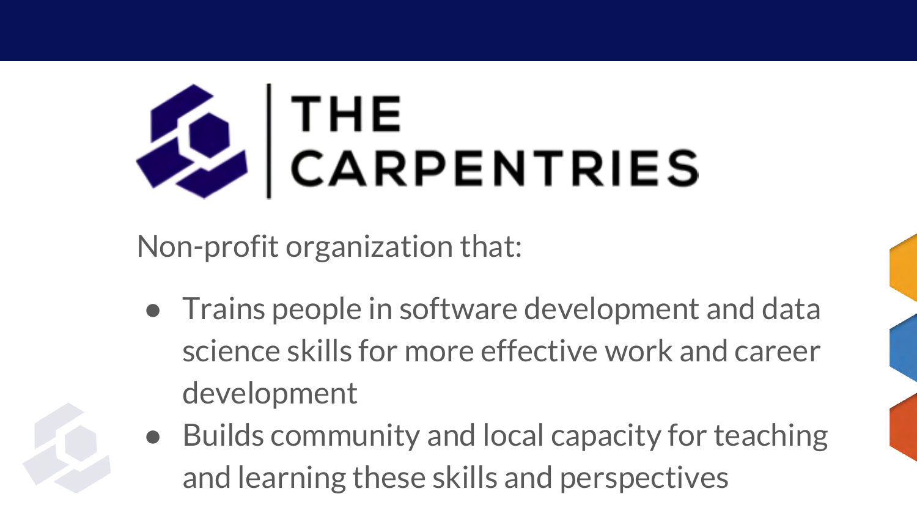# THE CARPENTRIES

Non-profit organization that:

- Trains people in software development and data science skills for more effective work and career development
- Builds community and local capacity for teaching and learning these skills and perspectives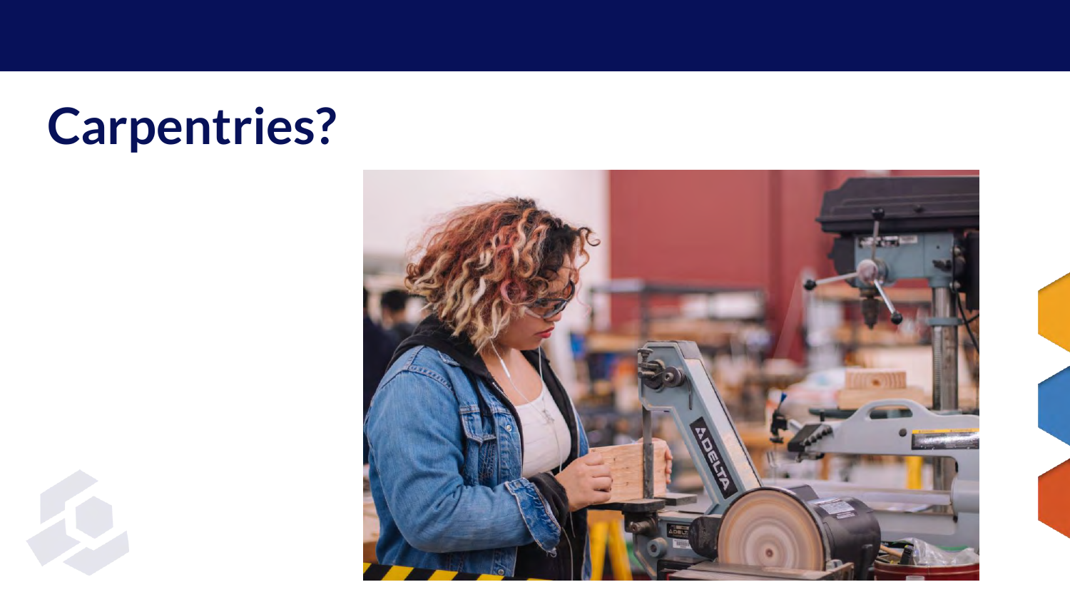# Carpentries?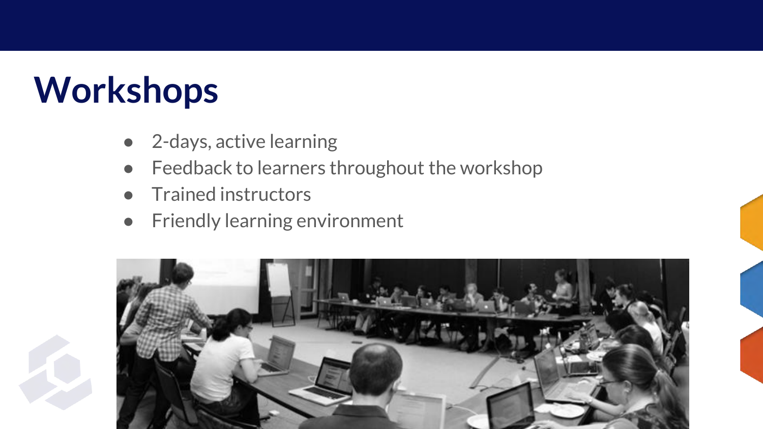# Workshops

- 2-days, active learning
- Feedback to learners throughout the workshop
- Trained instructors
- Friendly learning environment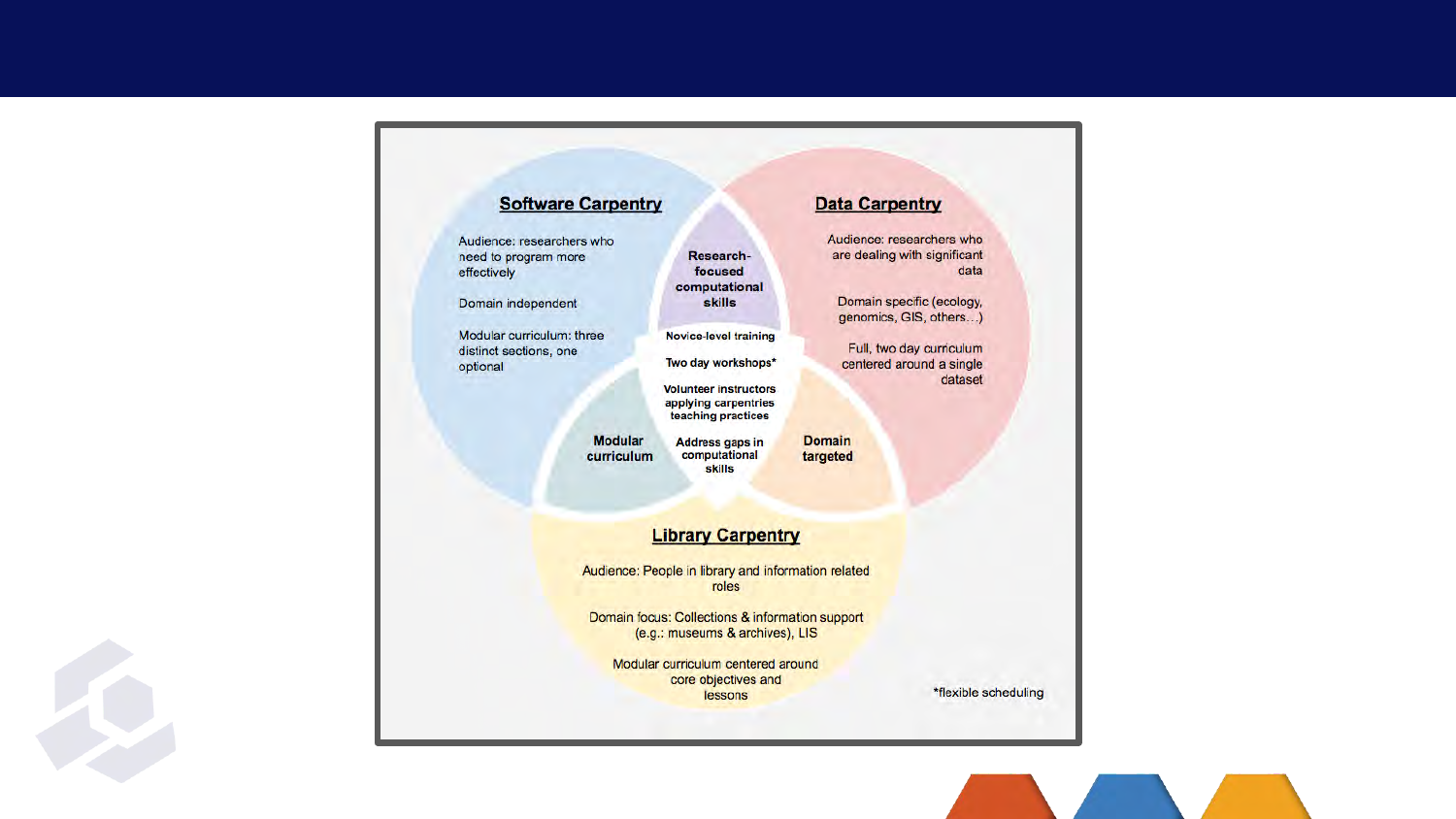## Software Carpentry

Audience: researchers who need to program more effectively

Domain independent

Modular curriculum: three distinct sections, one optional

## Data Carpentry

Audience: researchers who are dealing with significant data

Domain specific (ecology, genomics, GIS, others…)

Full, two day curriculum centered around a single dataset

## Library Carpentry

Audience: People in library and information related roles

Domain focus: Collections & information support (e.g.: museums & archives), LIS

Modular curriculum centered around core objectives and lessons

**Research-focused computational skills**

**Modular curriculum**

**Domain targeted**

**Novice-level training**

**Two day workshops***

**Volunteer instructors applying carpentries teaching practices**

**Address gaps in computational skills**

*flexible scheduling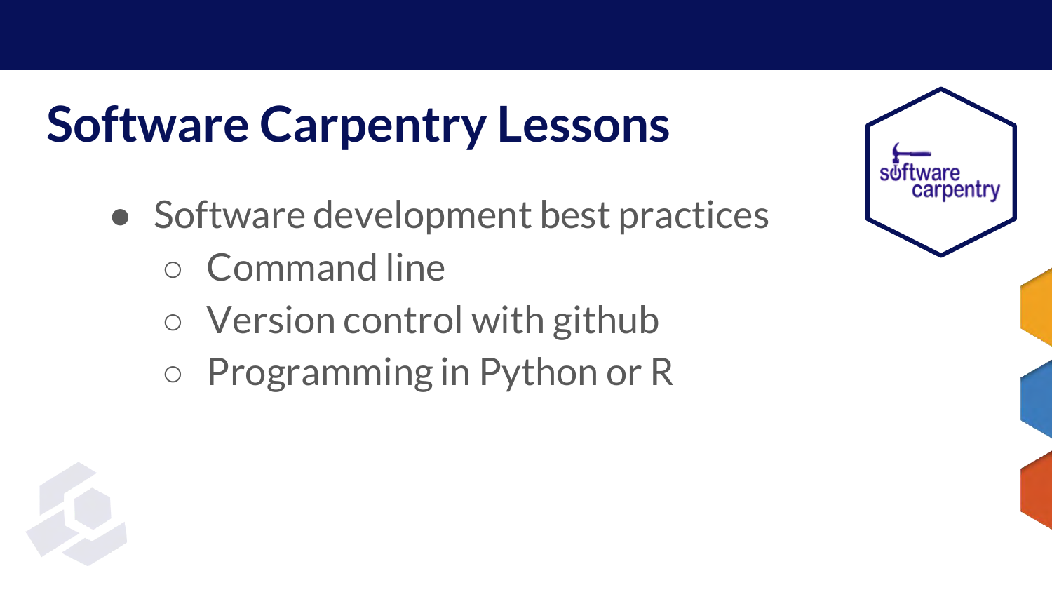# Software Carpentry Lessons

- Software development best practices
  - Command line
  - Version control with github
  - Programming in Python or R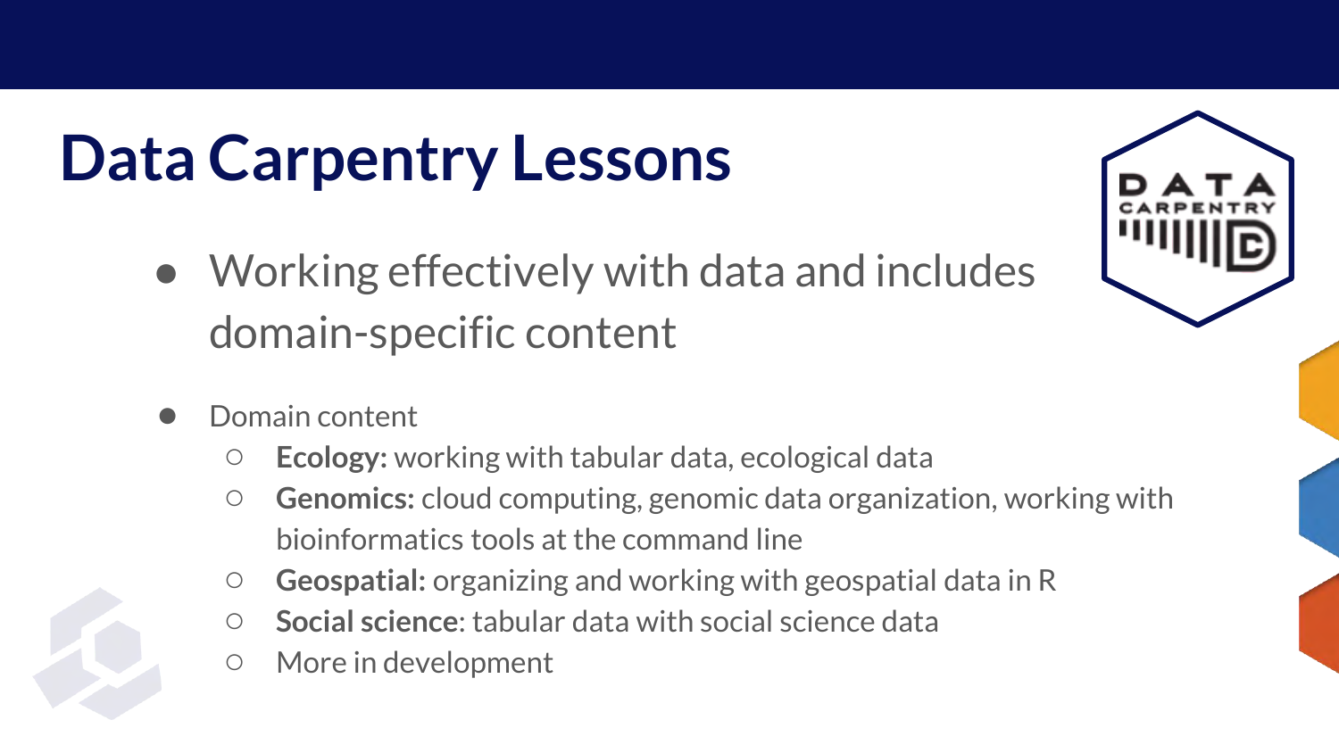# Data Carpentry Lessons

- Working effectively with data and includes domain-specific content

- Domain content
  - **Ecology:** working with tabular data, ecological data
  - **Genomics:** cloud computing, genomic data organization, working with bioinformatics tools at the command line
  - **Geospatial:** organizing and working with geospatial data in R
  - **Social science**: tabular data with social science data
  - More in development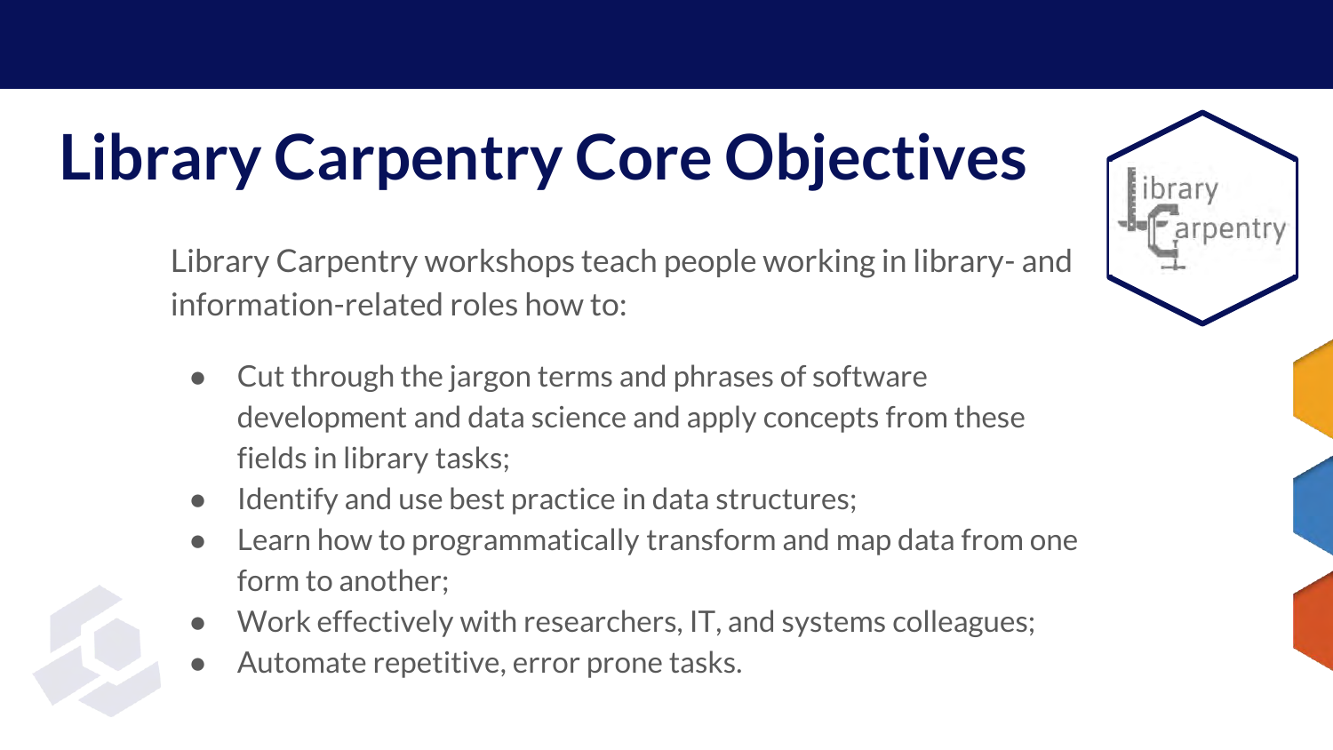# Library Carpentry Core Objectives

Library Carpentry workshops teach people working in library- and information-related roles how to:

- Cut through the jargon terms and phrases of software development and data science and apply concepts from these fields in library tasks;
- Identify and use best practice in data structures;
- Learn how to programmatically transform and map data from one form to another;
- Work effectively with researchers, IT, and systems colleagues;
- Automate repetitive, error prone tasks.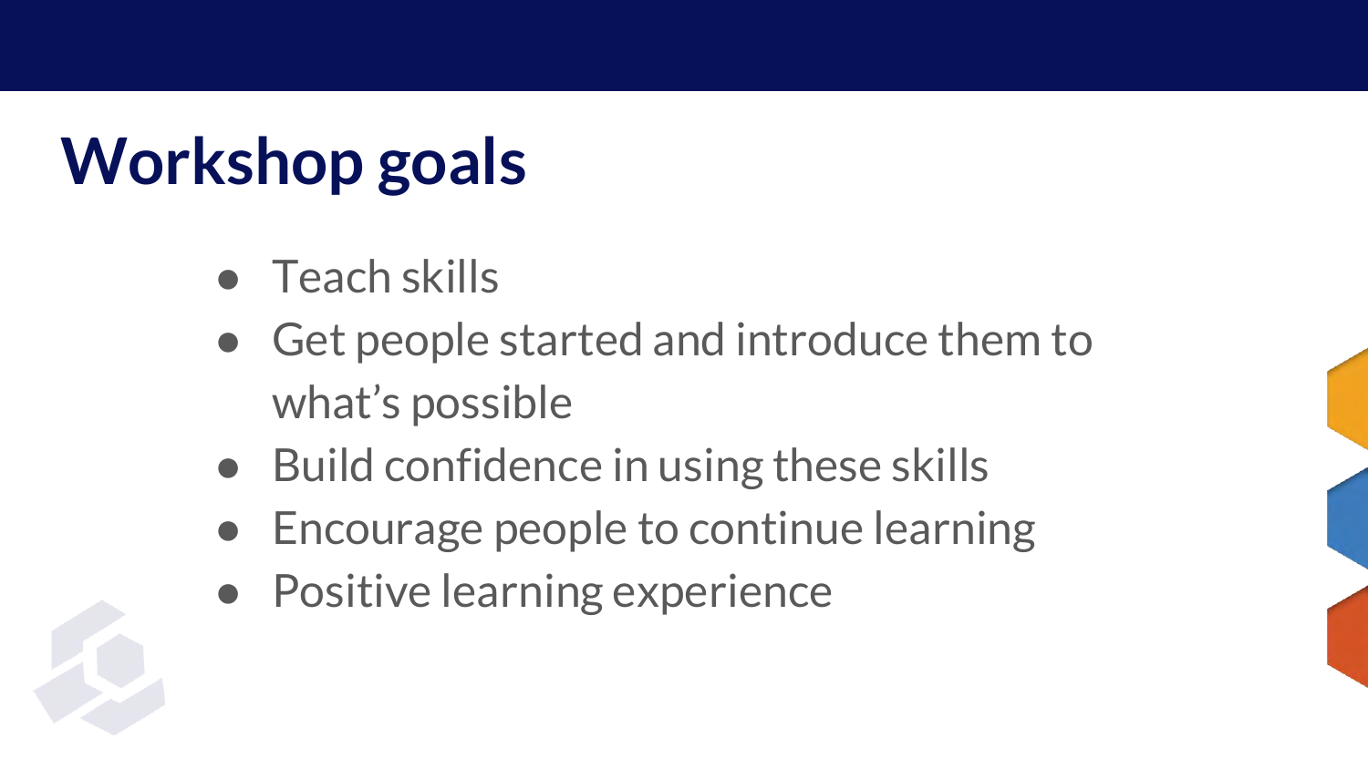# Workshop goals

- Teach skills
- Get people started and introduce them to what's possible
- Build confidence in using these skills
- Encourage people to continue learning
- Positive learning experience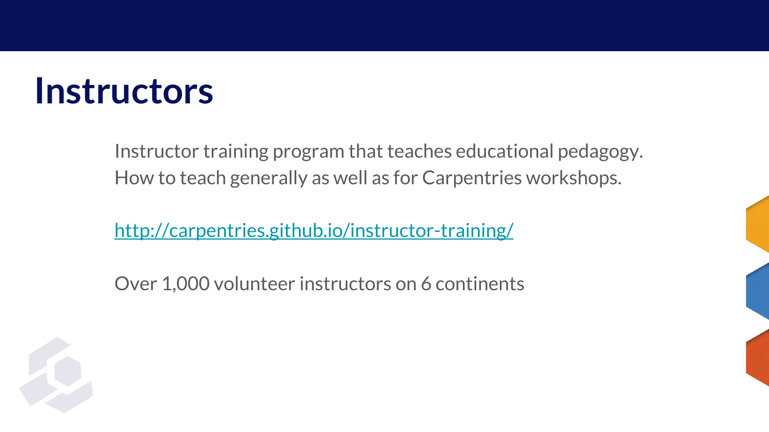# Instructors

Instructor training program that teaches educational pedagogy. How to teach generally as well as for Carpentries workshops.

http://carpentries.github.io/instructor-training/

Over 1,000 volunteer instructors on 6 continents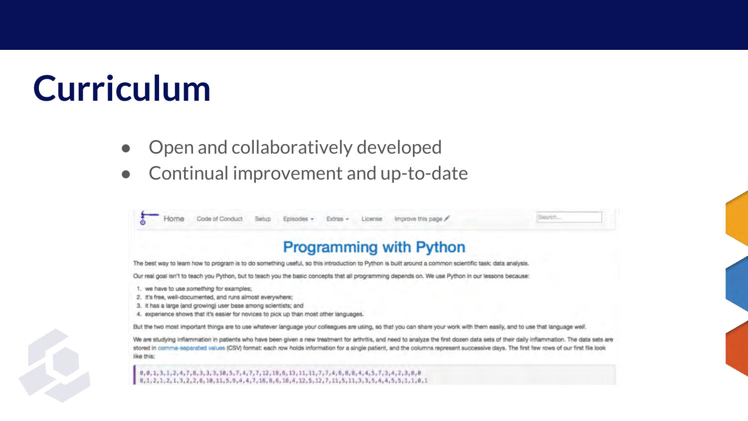# Curriculum

- Open and collaboratively developed
- Continual improvement and up-to-date

Home Code of Conduct Setup Episodes Extras License Improve this page

## Programming with Python

The best way to learn how to program is to do something useful, so this introduction to Python is built around a common scientific task: data analysis.

Our real goal isn't to teach you Python, but to teach you the basic concepts that all programming depends on. We use Python in our lessons because:

1. we have to use *something* for examples;
2. it's free, well-documented, and runs almost everywhere;
3. it has a large (and growing) user base among scientists; and
4. experience shows that it's easier for novices to pick up than most other languages.

But the two most important things are to use whatever language your colleagues are using, so that you can share your work with them easily, and to use that language *well*.

We are studying inflammation in patients who have been given a new treatment for arthritis, and need to analyze the first dozen data sets of their daily inflammation. The data sets are stored in comma-separated values (CSV) format: each row holds information for a single patient, and the columns represent successive days. The first few rows of our first file look like this:

```
0,0,1,3,1,2,4,7,8,3,3,3,10,5,7,4,7,7,12,18,6,13,11,11,7,7,4,6,8,8,4,4,5,7,3,4,2,3,0,0
0,1,2,1,2,1,3,2,2,6,10,11,5,9,4,4,7,16,8,6,18,4,12,5,12,7,11,5,11,3,3,5,4,4,5,5,1,1,0,1
```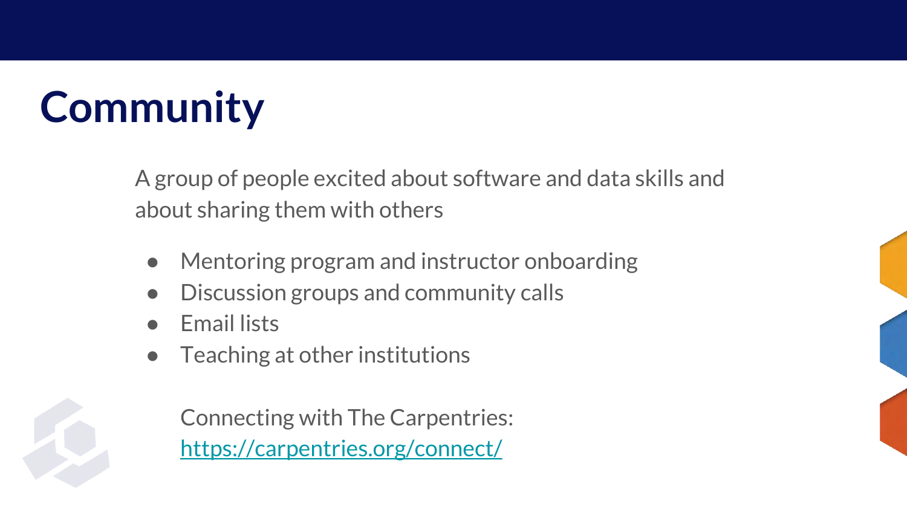# Community

A group of people excited about software and data skills and about sharing them with others

- Mentoring program and instructor onboarding
- Discussion groups and community calls
- Email lists
- Teaching at other institutions

Connecting with The Carpentries: https://carpentries.org/connect/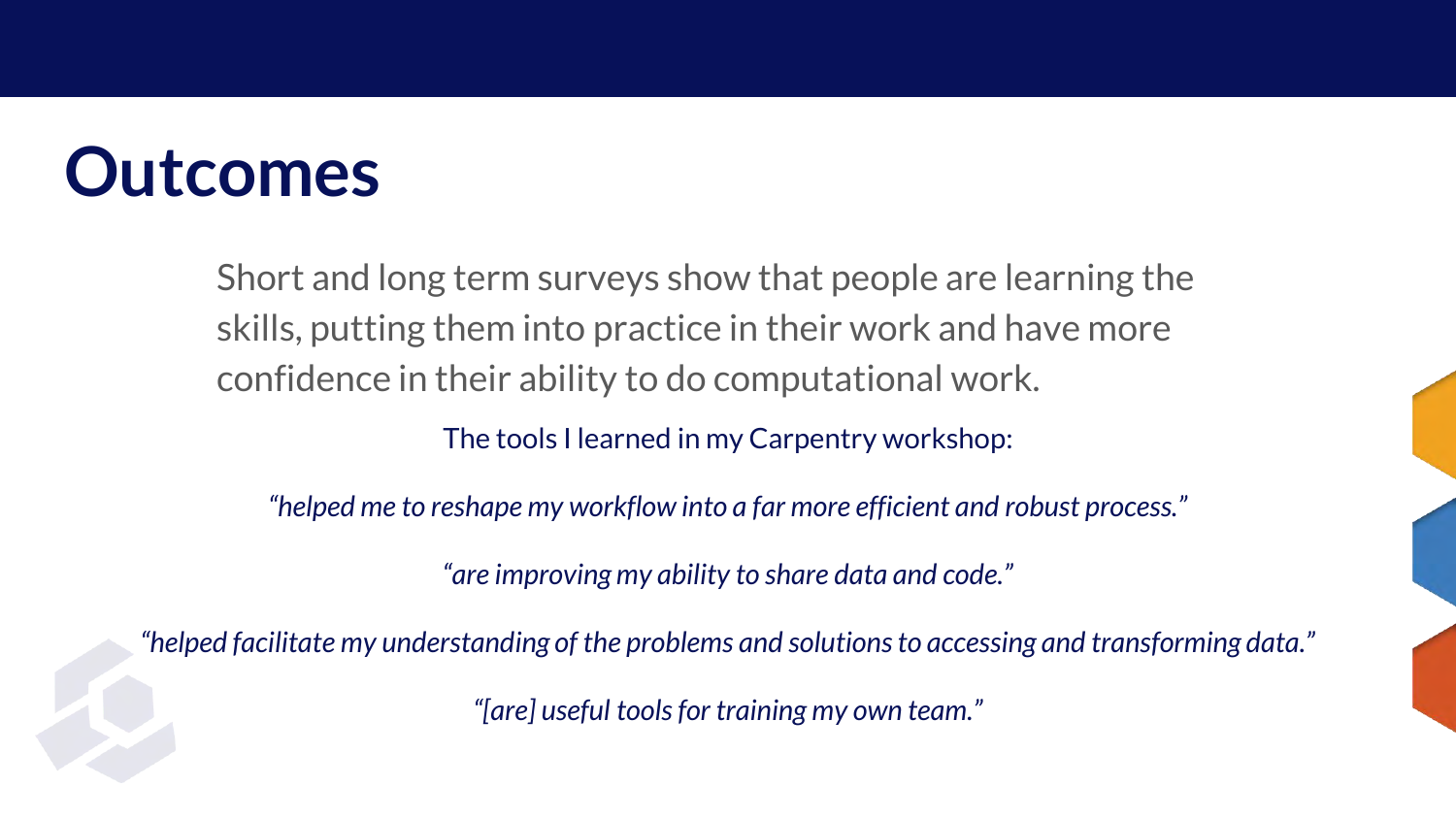# Outcomes

Short and long term surveys show that people are learning the skills, putting them into practice in their work and have more confidence in their ability to do computational work.

The tools I learned in my Carpentry workshop:

*"helped me to reshape my workflow into a far more efficient and robust process."*

*"are improving my ability to share data and code."*

*"helped facilitate my understanding of the problems and solutions to accessing and transforming data."*

*"[are] useful tools for training my own team."*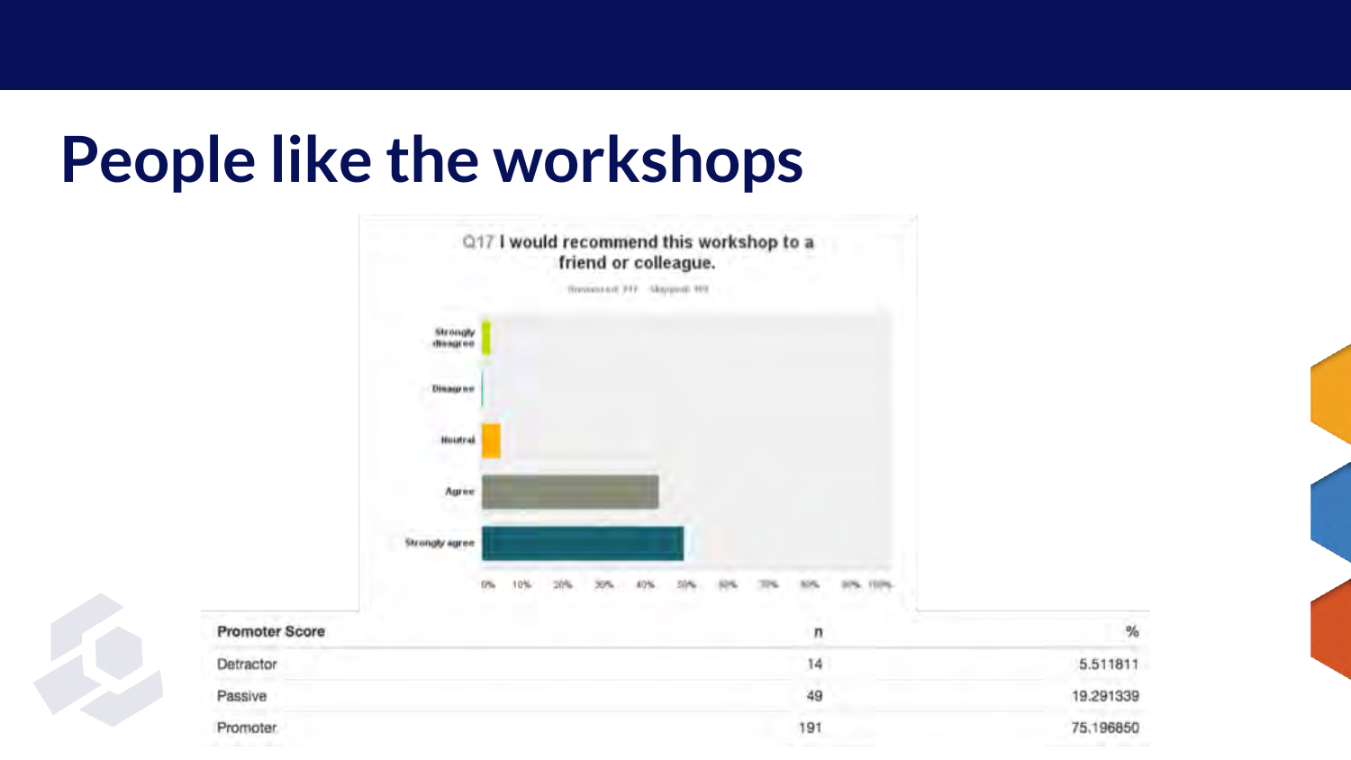# People like the workshops

Q17 I would recommend this workshop to a friend or colleague.

| Promoter Score | n | % |
| --- | --- | --- |
| Detractor | 14 | 5.511811 |
| Passive | 49 | 19.291339 |
| Promoter | 191 | 75.196850 |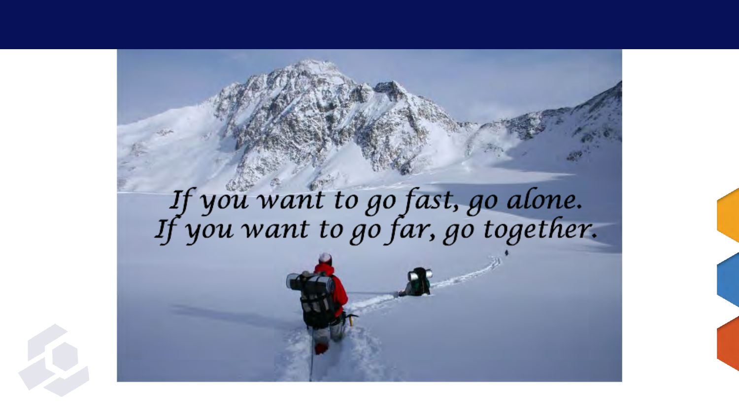*If you want to go fast, go alone.*
*If you want to go far, go together.*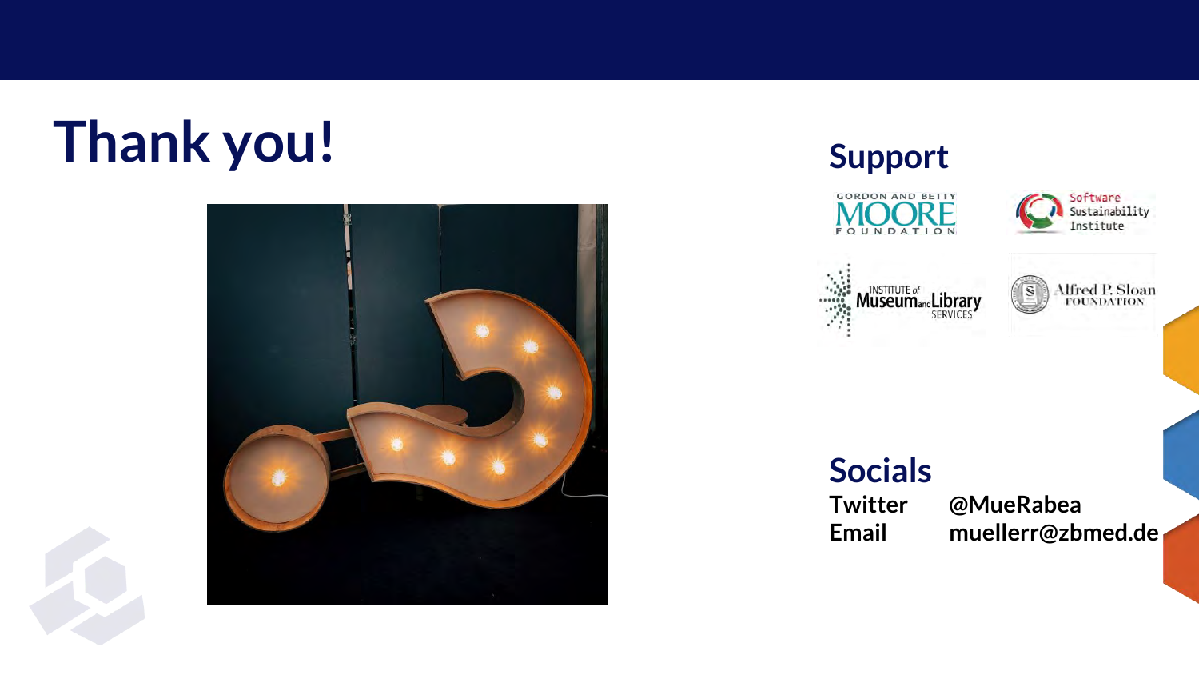# Thank you!

## Support

GORDON AND BETTY MOORE FOUNDATION

Software Sustainability Institute

INSTITUTE of Museum and Library SERVICES

Alfred P. Sloan FOUNDATION

## Socials

Twitter @MueRabea

Email muellerr@zbmed.de